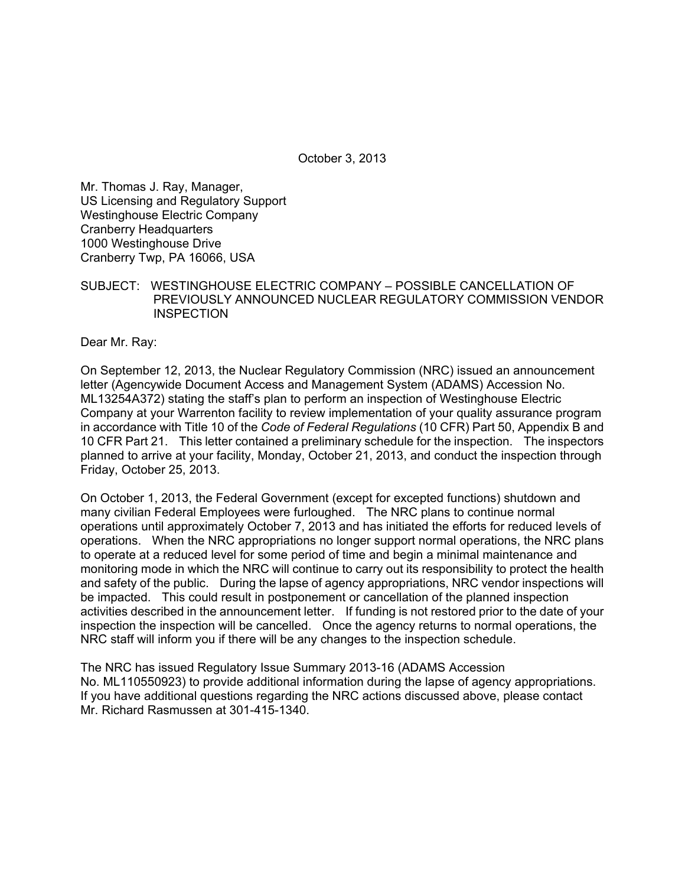October 3, 2013

Mr. Thomas J. Ray, Manager,
US Licensing and Regulatory Support
Westinghouse Electric Company
Cranberry Headquarters
1000 Westinghouse Drive
Cranberry Twp, PA 16066, USA

SUBJECT: WESTINGHOUSE ELECTRIC COMPANY – POSSIBLE CANCELLATION OF PREVIOUSLY ANNOUNCED NUCLEAR REGULATORY COMMISSION VENDOR INSPECTION

Dear Mr. Ray:

On September 12, 2013, the Nuclear Regulatory Commission (NRC) issued an announcement letter (Agencywide Document Access and Management System (ADAMS) Accession No. ML13254A372) stating the staff's plan to perform an inspection of Westinghouse Electric Company at your Warrenton facility to review implementation of your quality assurance program in accordance with Title 10 of the *Code of Federal Regulations* (10 CFR) Part 50, Appendix B and 10 CFR Part 21. This letter contained a preliminary schedule for the inspection. The inspectors planned to arrive at your facility, Monday, October 21, 2013, and conduct the inspection through Friday, October 25, 2013.

On October 1, 2013, the Federal Government (except for excepted functions) shutdown and many civilian Federal Employees were furloughed. The NRC plans to continue normal operations until approximately October 7, 2013 and has initiated the efforts for reduced levels of operations. When the NRC appropriations no longer support normal operations, the NRC plans to operate at a reduced level for some period of time and begin a minimal maintenance and monitoring mode in which the NRC will continue to carry out its responsibility to protect the health and safety of the public. During the lapse of agency appropriations, NRC vendor inspections will be impacted. This could result in postponement or cancellation of the planned inspection activities described in the announcement letter. If funding is not restored prior to the date of your inspection the inspection will be cancelled. Once the agency returns to normal operations, the NRC staff will inform you if there will be any changes to the inspection schedule.

The NRC has issued Regulatory Issue Summary 2013-16 (ADAMS Accession No. ML110550923) to provide additional information during the lapse of agency appropriations. If you have additional questions regarding the NRC actions discussed above, please contact Mr. Richard Rasmussen at 301-415-1340.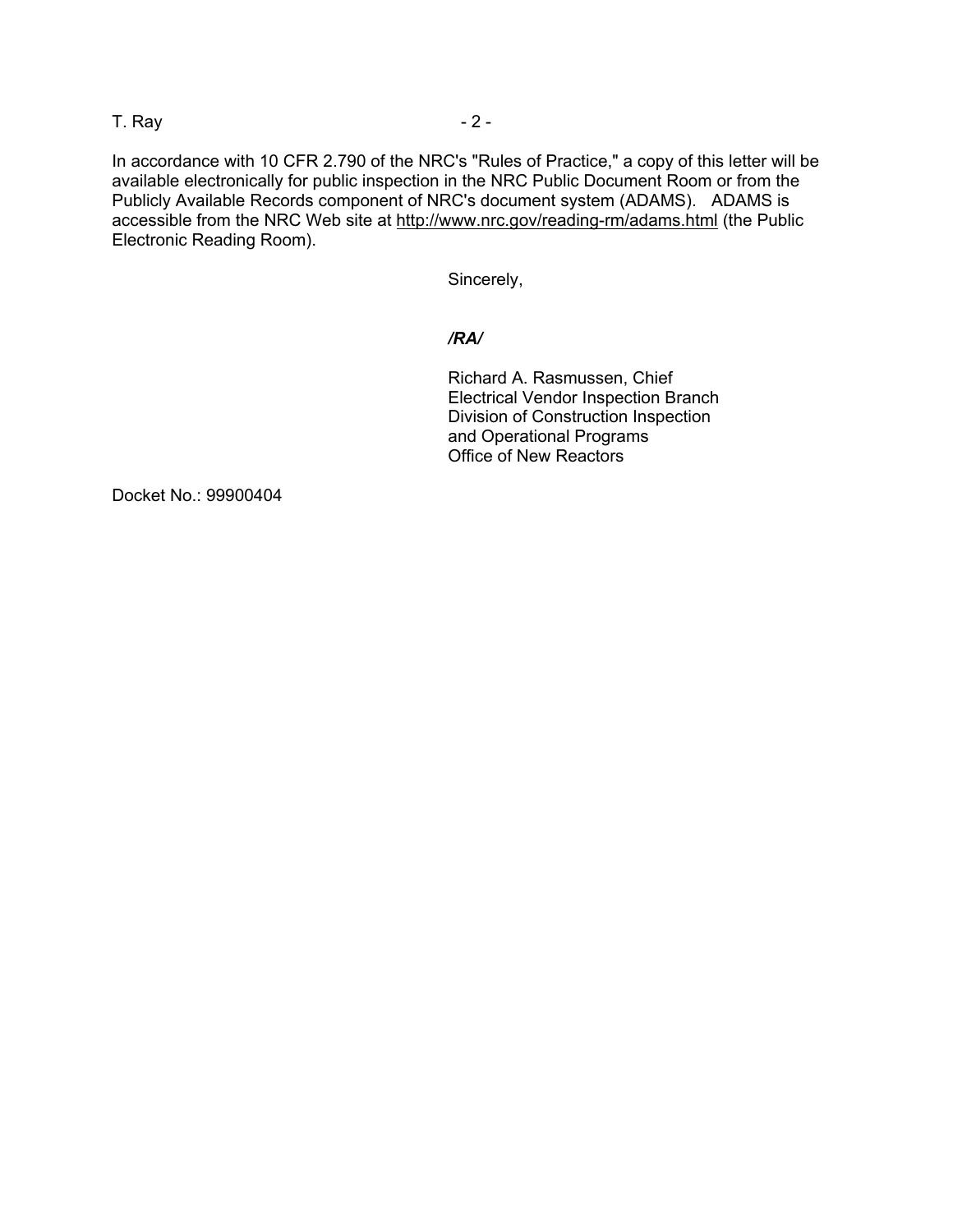In accordance with 10 CFR 2.790 of the NRC's "Rules of Practice," a copy of this letter will be available electronically for public inspection in the NRC Public Document Room or from the Publicly Available Records component of NRC's document system (ADAMS). ADAMS is accessible from the NRC Web site at http://www.nrc.gov/reading-rm/adams.html (the Public Electronic Reading Room).

Sincerely,

***/RA/***

Richard A. Rasmussen, Chief  
Electrical Vendor Inspection Branch  
Division of Construction Inspection  
and Operational Programs  
Office of New Reactors

Docket No.: 99900404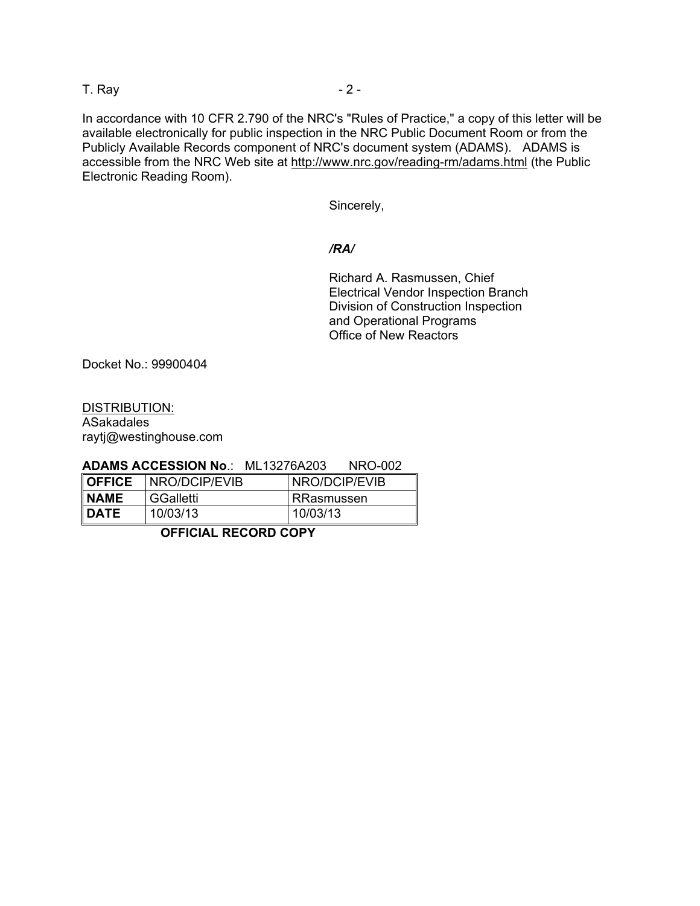In accordance with 10 CFR 2.790 of the NRC's "Rules of Practice," a copy of this letter will be available electronically for public inspection in the NRC Public Document Room or from the Publicly Available Records component of NRC's document system (ADAMS). ADAMS is accessible from the NRC Web site at http://www.nrc.gov/reading-rm/adams.html (the Public Electronic Reading Room).

Sincerely,

*/RA/*

Richard A. Rasmussen, Chief
Electrical Vendor Inspection Branch
Division of Construction Inspection
and Operational Programs
Office of New Reactors

Docket No.: 99900404

DISTRIBUTION:
ASakadales
raytj@westinghouse.com

**ADAMS ACCESSION No**.: ML13276A203 NRO-002

| | | |
|---|---|---|
| **OFFICE** | NRO/DCIP/EVIB | NRO/DCIP/EVIB |
| **NAME** | GGalletti | RRasmussen |
| **DATE** | 10/03/13 | 10/03/13 |

**OFFICIAL RECORD COPY**